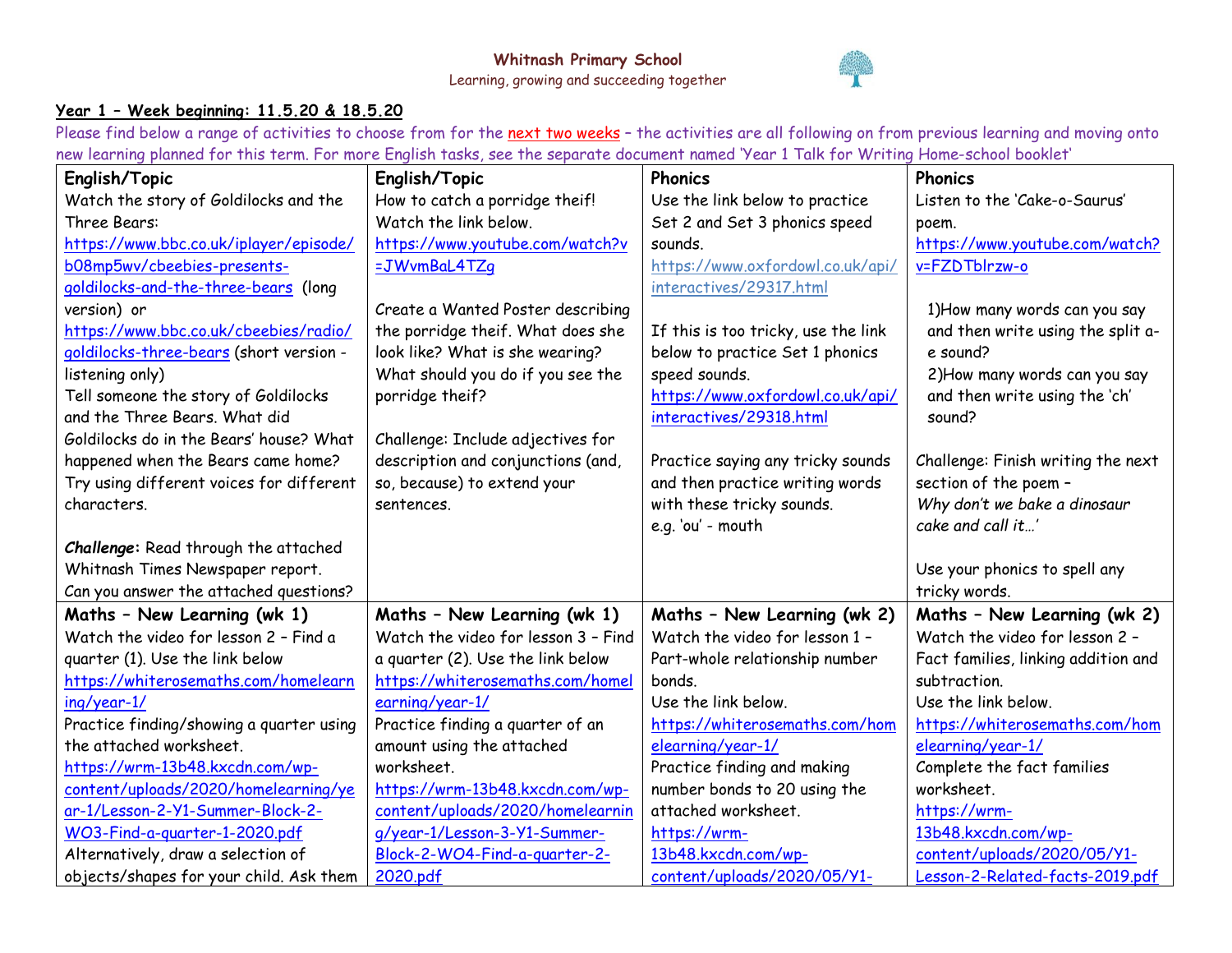**Whitnash Primary School**

Learning, growing and succeeding together

**Year 1 – Week beginning: 11.5.20 & 18.5.20**

Please find below a range of activities to choose from for the next two weeks – the activities are all following on from previous learning and moving onto new learning planned for this term. For more English tasks, see the separate document named 'Year 1 Talk for Writing Home-school booklet'

| English/Topic | English/Topic | Phonics | Phonics |
|---|---|---|---|
| Watch the story of Goldilocks and the Three Bears: https://www.bbc.co.uk/iplayer/episode/b08mp5wv/cbeebies-presents-goldilocks-and-the-three-bears (long version) or https://www.bbc.co.uk/cbeebies/radio/goldilocks-three-bears (short version - listening only)<br>Tell someone the story of Goldilocks and the Three Bears. What did Goldilocks do in the Bears' house? What happened when the Bears came home? Try using different voices for different characters.<br><br>***Challenge*:** Read through the attached Whitnash Times Newspaper report. Can you answer the attached questions? | How to catch a porridge theif! Watch the link below.<br>https://www.youtube.com/watch?v=JWvmBaL4TZg<br><br>Create a Wanted Poster describing the porridge theif. What does she look like? What is she wearing? What should you do if you see the porridge theif?<br><br>Challenge: Include adjectives for description and conjunctions (and, so, because) to extend your sentences. | Use the link below to practice Set 2 and Set 3 phonics speed sounds.<br>https://www.oxfordowl.co.uk/api/interactives/29317.html<br><br>If this is too tricky, use the link below to practice Set 1 phonics speed sounds.<br>https://www.oxfordowl.co.uk/api/interactives/29318.html<br><br>Practice saying any tricky sounds and then practice writing words with these tricky sounds.<br>e.g. 'ou' - mouth | Listen to the 'Cake-o-Saurus' poem.<br>https://www.youtube.com/watch?v=FZDTblrzw-o<br><br>1)How many words can you say and then write using the split a-e sound?<br>2)How many words can you say and then write using the 'ch' sound?<br><br>Challenge: Finish writing the next section of the poem – *Why don't we bake a dinosaur cake and call it…'*<br><br>Use your phonics to spell any tricky words. |
| **Maths – New Learning (wk 1)**<br>Watch the video for lesson 2 – Find a quarter (1). Use the link below<br>https://whiterosemaths.com/homelearning/year-1/<br>Practice finding/showing a quarter using the attached worksheet.<br>https://wrm-13b48.kxcdn.com/wp-content/uploads/2020/homelearning/year-1/Lesson-2-Y1-Summer-Block-2-WO3-Find-a-quarter-1-2020.pdf<br>Alternatively, draw a selection of objects/shapes for your child. Ask them | **Maths – New Learning (wk 1)**<br>Watch the video for lesson 3 – Find a quarter (2). Use the link below<br>https://whiterosemaths.com/homelearning/year-1/<br>Practice finding a quarter of an amount using the attached worksheet.<br>https://wrm-13b48.kxcdn.com/wp-content/uploads/2020/homelearning/year-1/Lesson-3-Y1-Summer-Block-2-WO4-Find-a-quarter-2-2020.pdf | **Maths – New Learning (wk 2)**<br>Watch the video for lesson 1 – Part-whole relationship number bonds.<br>Use the link below.<br>https://whiterosemaths.com/homelearning/year-1/<br>Practice finding and making number bonds to 20 using the attached worksheet.<br>https://wrm-13b48.kxcdn.com/wp-content/uploads/2020/05/Y1- | **Maths – New Learning (wk 2)**<br>Watch the video for lesson 2 – Fact families, linking addition and subtraction.<br>Use the link below.<br>https://whiterosemaths.com/homelearning/year-1/<br>Complete the fact families worksheet.<br>https://wrm-13b48.kxcdn.com/wp-content/uploads/2020/05/Y1-Lesson-2-Related-facts-2019.pdf |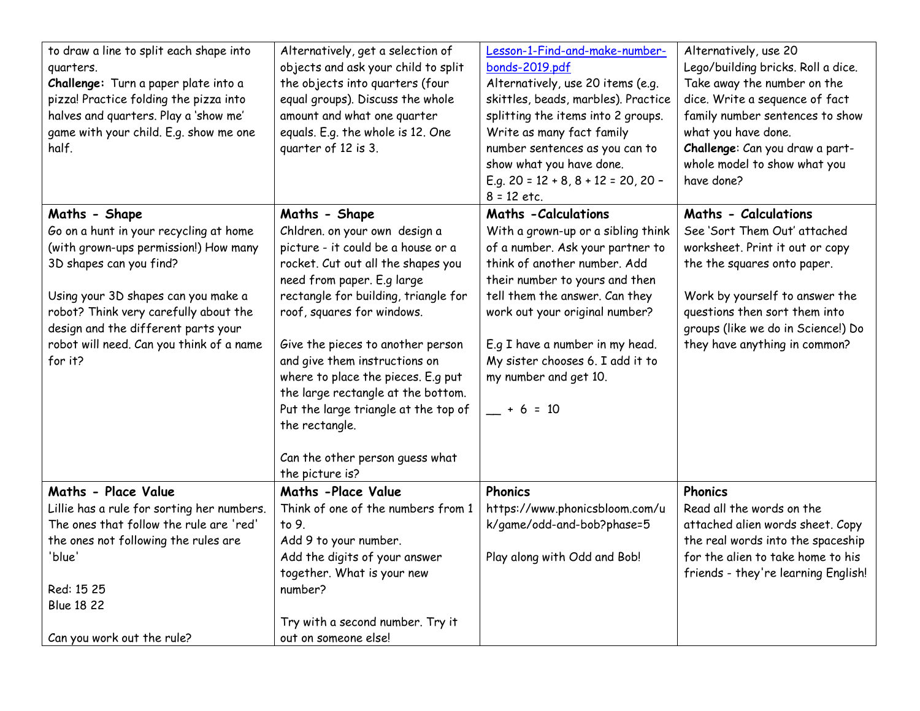| | | | |
|---|---|---|---|
| to draw a line to split each shape into quarters.<br>**Challenge:** Turn a paper plate into a pizza! Practice folding the pizza into halves and quarters. Play a 'show me' game with your child. E.g. show me one half. | Alternatively, get a selection of objects and ask your child to split the objects into quarters (four equal groups). Discuss the whole amount and what one quarter equals. E.g. the whole is 12. One quarter of 12 is 3. | Lesson-1-Find-and-make-number-bonds-2019.pdf<br>Alternatively, use 20 items (e.g. skittles, beads, marbles). Practice splitting the items into 2 groups. Write as many fact family number sentences as you can to show what you have done.<br>E.g. 20 = 12 + 8, 8 + 12 = 20, 20 – 8 = 12 etc. | Alternatively, use 20 Lego/building bricks. Roll a dice. Take away the number on the dice. Write a sequence of fact family number sentences to show what you have done.<br>**Challenge**: Can you draw a part-whole model to show what you have done? |
| **Maths - Shape**<br>Go on a hunt in your recycling at home (with grown-ups permission!) How many 3D shapes can you find?<br><br>Using your 3D shapes can you make a robot? Think very carefully about the design and the different parts your robot will need. Can you think of a name for it? | **Maths - Shape**<br>Chldren. on your own design a picture - it could be a house or a rocket. Cut out all the shapes you need from paper. E.g large rectangle for building, triangle for roof, squares for windows.<br><br>Give the pieces to another person and give them instructions on where to place the pieces. E.g put the large rectangle at the bottom. Put the large triangle at the top of the rectangle.<br><br>Can the other person guess what the picture is? | **Maths -Calculations**<br>With a grown-up or a sibling think of a number. Ask your partner to think of another number. Add their number to yours and then tell them the answer. Can they work out your original number?<br><br>E.g I have a number in my head. My sister chooses 6. I add it to my number and get 10.<br><br>__ + 6 = 10 | **Maths - Calculations**<br>See 'Sort Them Out' attached worksheet. Print it out or copy the the squares onto paper.<br><br>Work by yourself to answer the questions then sort them into groups (like we do in Science!) Do they have anything in common? |
| **Maths - Place Value**<br>Lillie has a rule for sorting her numbers. The ones that follow the rule are 'red' the ones not following the rules are 'blue'<br><br>Red: 15 25<br>Blue 18 22<br><br>Can you work out the rule? | **Maths -Place Value**<br>Think of one of the numbers from 1 to 9.<br>Add 9 to your number.<br>Add the digits of your answer together. What is your new number?<br><br>Try with a second number. Try it out on someone else! | **Phonics**<br>https://www.phonicsbloom.com/uk/game/odd-and-bob?phase=5<br><br>Play along with Odd and Bob! | **Phonics**<br>Read all the words on the attached alien words sheet. Copy the real words into the spaceship for the alien to take home to his friends - they're learning English! |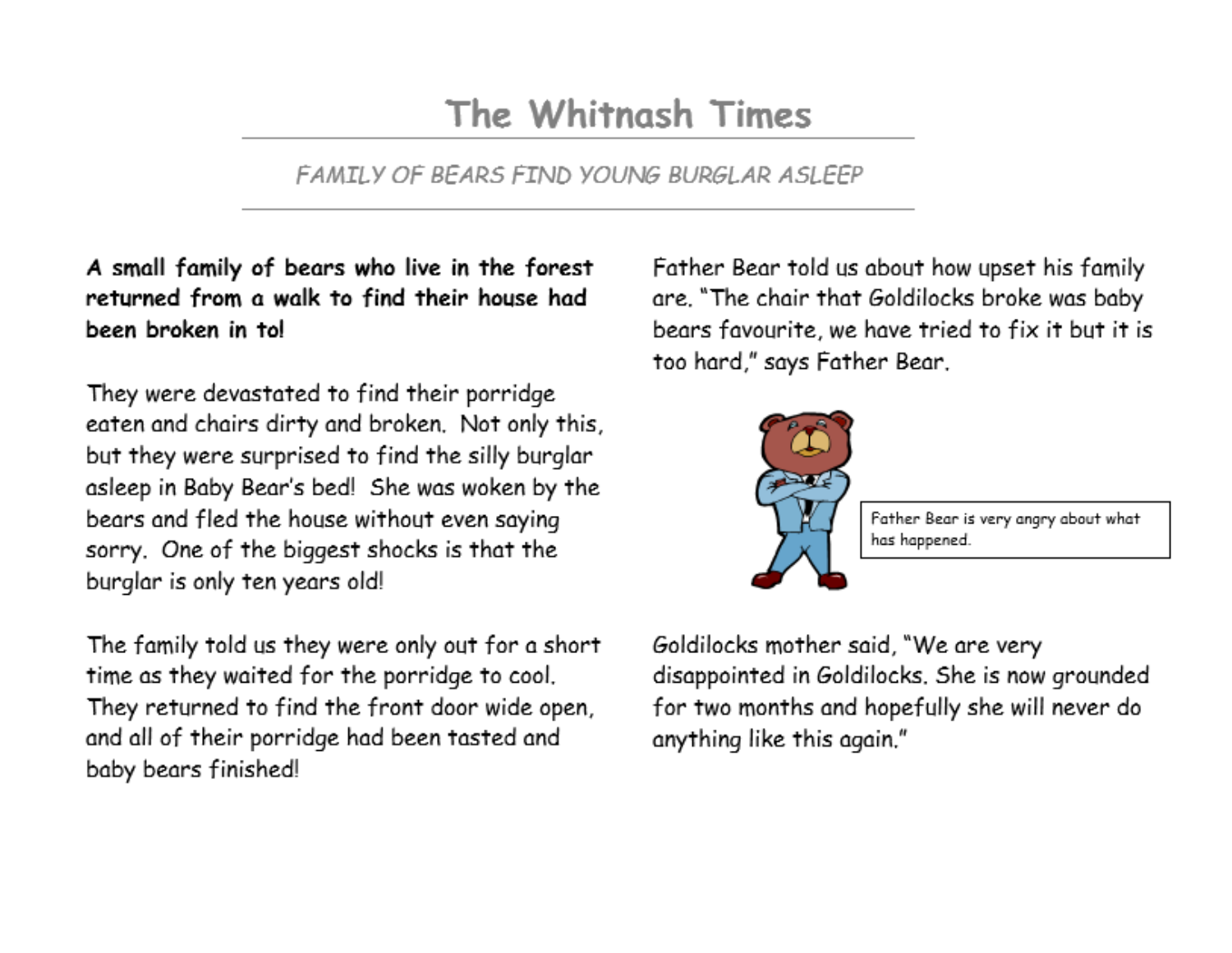# The Whitnash Times

*FAMILY OF BEARS FIND YOUNG BURGLAR ASLEEP*

**A small family of bears who live in the forest returned from a walk to find their house had been broken in to!**

They were devastated to find their porridge eaten and chairs dirty and broken. Not only this, but they were surprised to find the silly burglar asleep in Baby Bear's bed! She was woken by the bears and fled the house without even saying sorry. One of the biggest shocks is that the burglar is only ten years old!

The family told us they were only out for a short time as they waited for the porridge to cool. They returned to find the front door wide open, and all of their porridge had been tasted and baby bears finished!

Father Bear told us about how upset his family are. "The chair that Goldilocks broke was baby bears favourite, we have tried to fix it but it is too hard," says Father Bear.

Father Bear is very angry about what has happened.

Goldilocks mother said, "We are very disappointed in Goldilocks. She is now grounded for two months and hopefully she will never do anything like this again."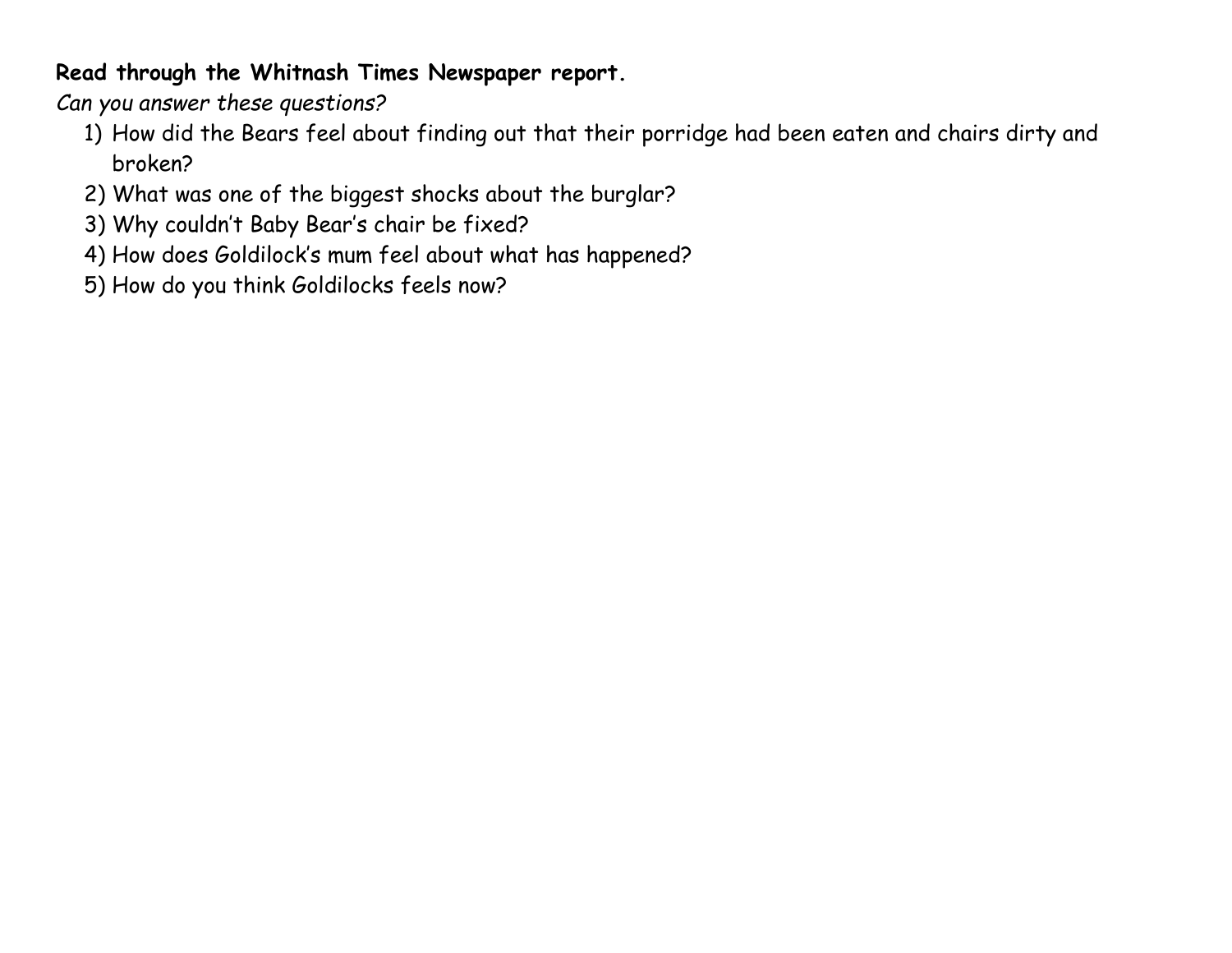**Read through the Whitnash Times Newspaper report.**

*Can you answer these questions?*

1) How did the Bears feel about finding out that their porridge had been eaten and chairs dirty and broken?
2) What was one of the biggest shocks about the burglar?
3) Why couldn't Baby Bear's chair be fixed?
4) How does Goldilock's mum feel about what has happened?
5) How do you think Goldilocks feels now?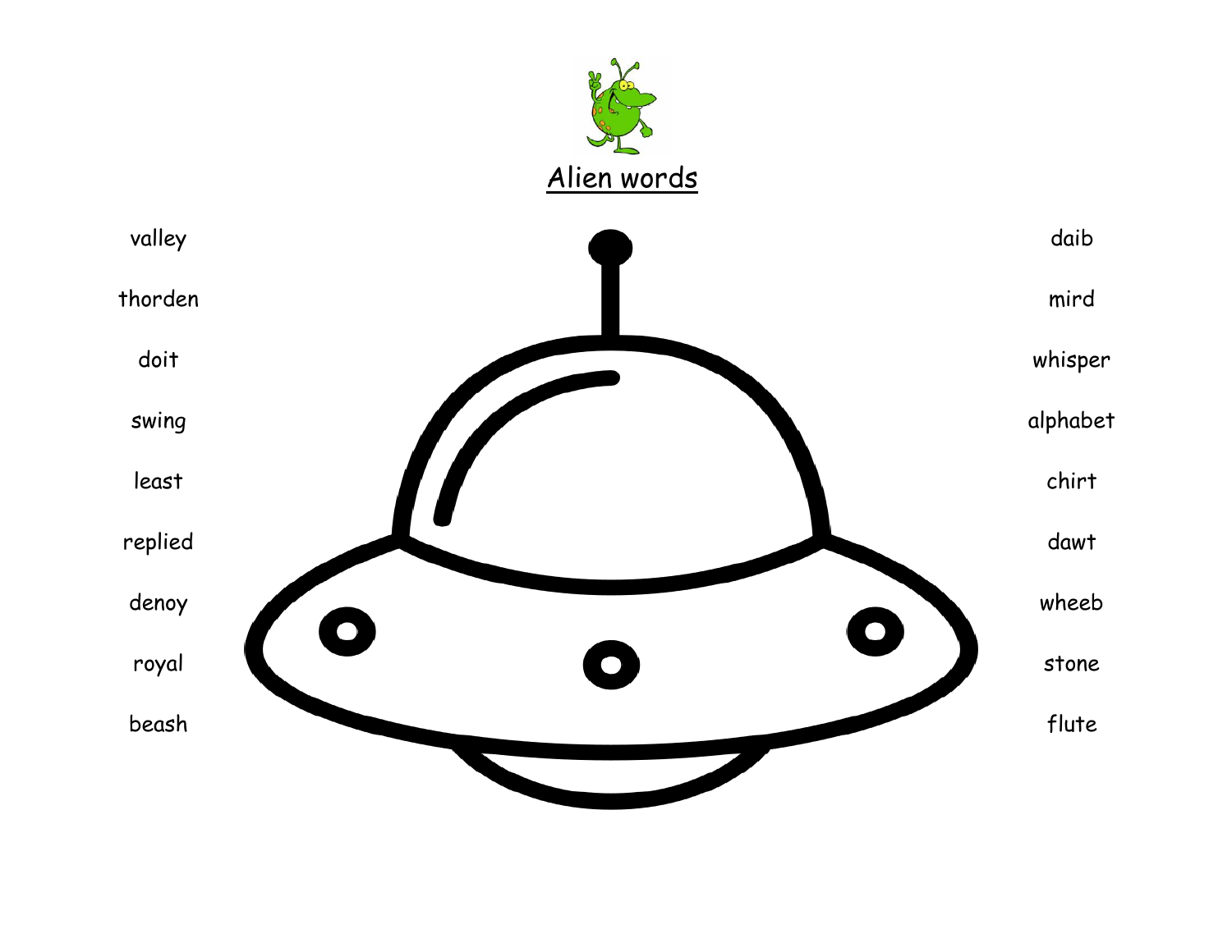## Alien words

valley

thorden

doit

swing

least

replied

denoy

royal

beash

daib

mird

whisper

alphabet

chirt

dawt

wheeb

stone

flute